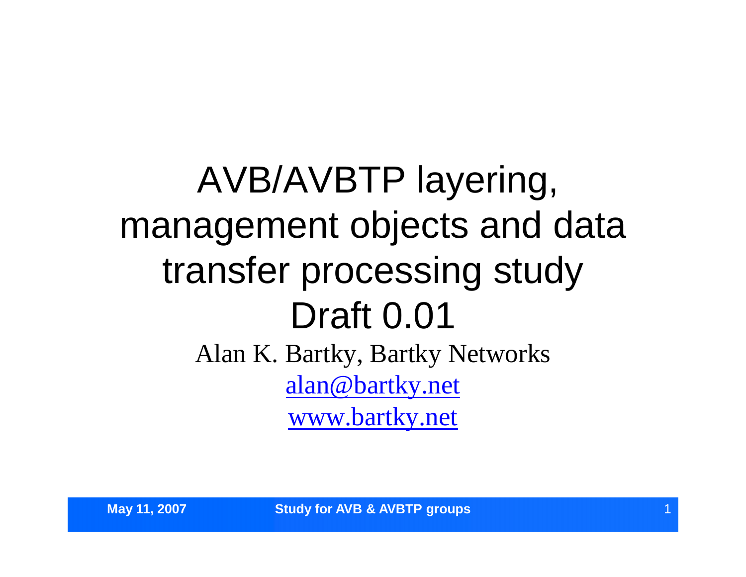# AVB/AVBTP layering, management objects and data transfer processing study Draft 0.01

Alan K. Bartky, Bartky Networks

alan@bartky.net

www.bartky.net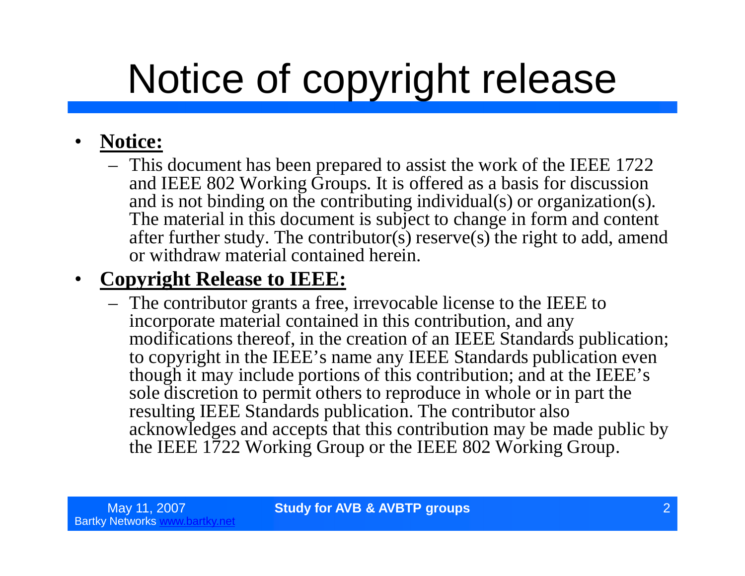# Notice of copyright release

- **Notice:**
  - This document has been prepared to assist the work of the IEEE 1722 and IEEE 802 Working Groups. It is offered as a basis for discussion and is not binding on the contributing individual(s) or organization(s). The material in this document is subject to change in form and content after further study. The contributor(s) reserve(s) the right to add, amend or withdraw material contained herein.
- **Copyright Release to IEEE:**
  - The contributor grants a free, irrevocable license to the IEEE to incorporate material contained in this contribution, and any modifications thereof, in the creation of an IEEE Standards publication; to copyright in the IEEE's name any IEEE Standards publication even though it may include portions of this contribution; and at the IEEE's sole discretion to permit others to reproduce in whole or in part the resulting IEEE Standards publication. The contributor also acknowledges and accepts that this contribution may be made public by the IEEE 1722 Working Group or the IEEE 802 Working Group.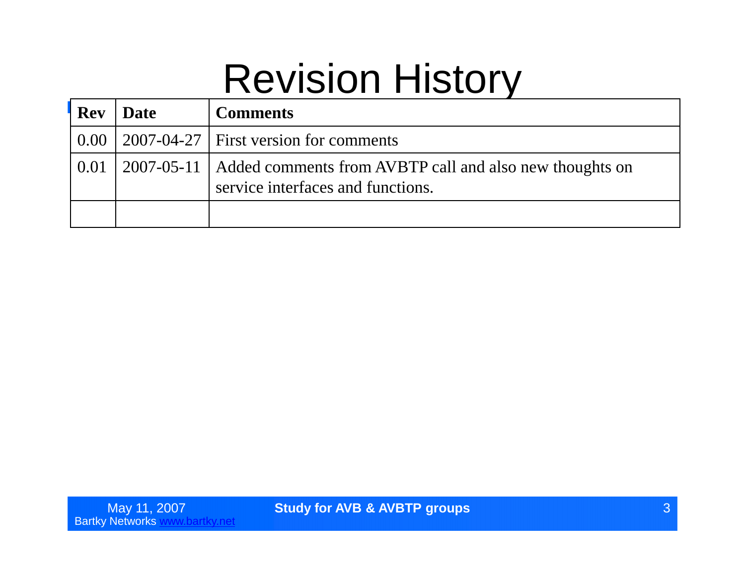# Revision History

| Rev | Date | Comments |
|---|---|---|
| 0.00 | 2007-04-27 | First version for comments |
| 0.01 | 2007-05-11 | Added comments from AVBTP call and also new thoughts on service interfaces and functions. |
| | | |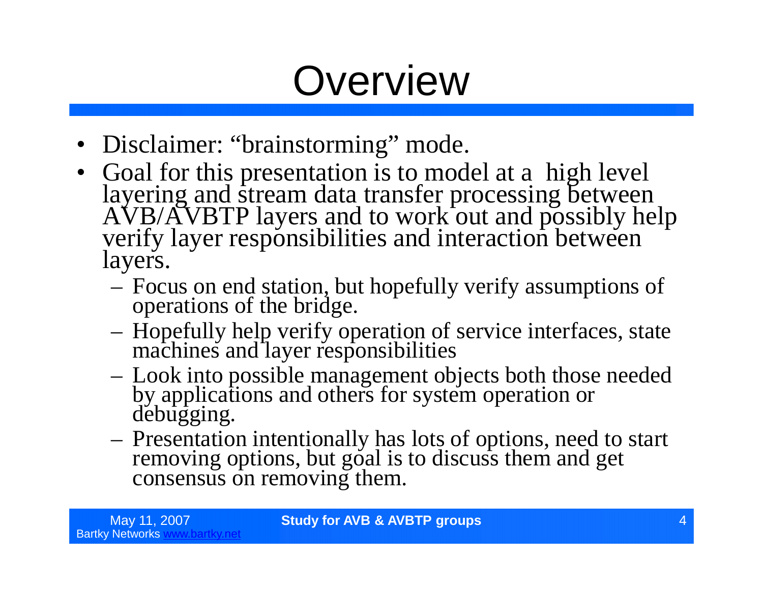# Overview

- Disclaimer: "brainstorming" mode.
- Goal for this presentation is to model at a high level layering and stream data transfer processing between AVB/AVBTP layers and to work out and possibly help verify layer responsibilities and interaction between layers.
  - Focus on end station, but hopefully verify assumptions of operations of the bridge.
  - Hopefully help verify operation of service interfaces, state machines and layer responsibilities
  - Look into possible management objects both those needed by applications and others for system operation or debugging.
  - Presentation intentionally has lots of options, need to start removing options, but goal is to discuss them and get consensus on removing them.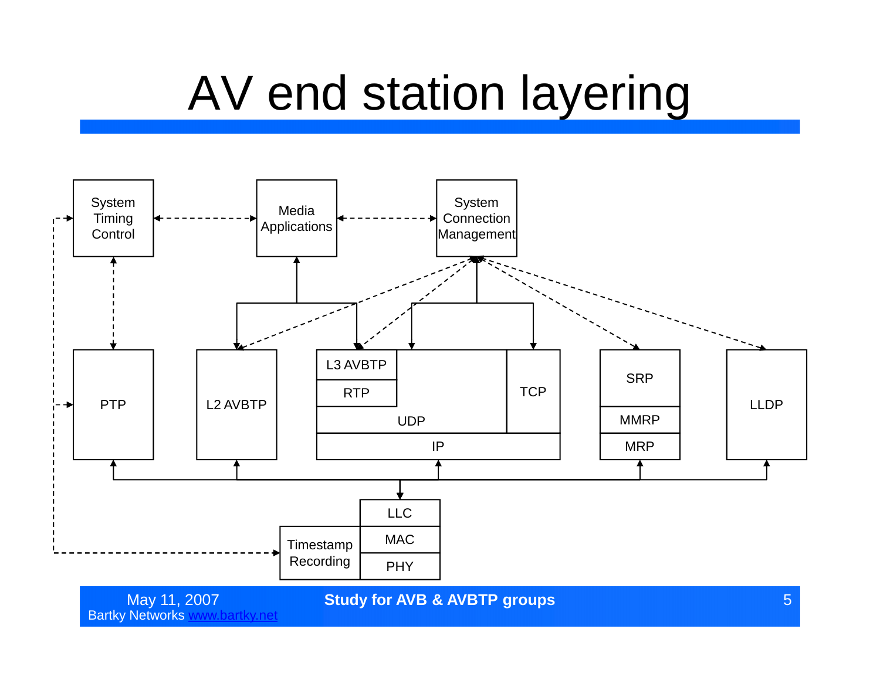# AV end station layering

System Timing Control

Media Applications

System Connection Management

PTP

L2 AVBTP

L3 AVBTP

RTP

UDP

TCP

IP

SRP

MMRP

MRP

LLDP

LLC

MAC

PHY

Timestamp Recording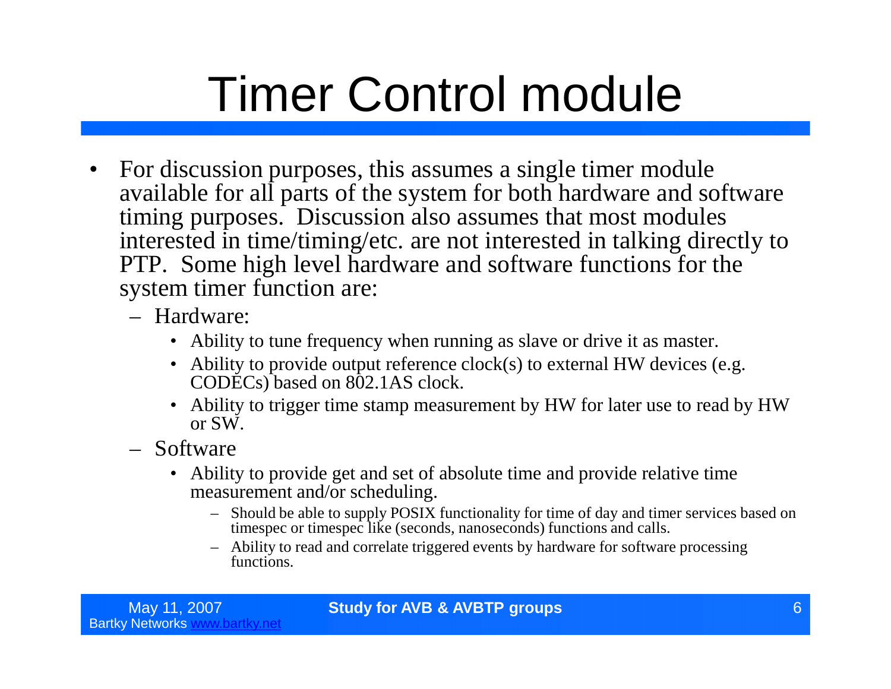# Timer Control module

- For discussion purposes, this assumes a single timer module available for all parts of the system for both hardware and software timing purposes. Discussion also assumes that most modules interested in time/timing/etc. are not interested in talking directly to PTP. Some high level hardware and software functions for the system timer function are:
  - Hardware:
    - Ability to tune frequency when running as slave or drive it as master.
    - Ability to provide output reference clock(s) to external HW devices (e.g. CODECs) based on 802.1AS clock.
    - Ability to trigger time stamp measurement by HW for later use to read by HW or SW.
  - Software
    - Ability to provide get and set of absolute time and provide relative time measurement and/or scheduling.
      - Should be able to supply POSIX functionality for time of day and timer services based on timespec or timespec like (seconds, nanoseconds) functions and calls.
      - Ability to read and correlate triggered events by hardware for software processing functions.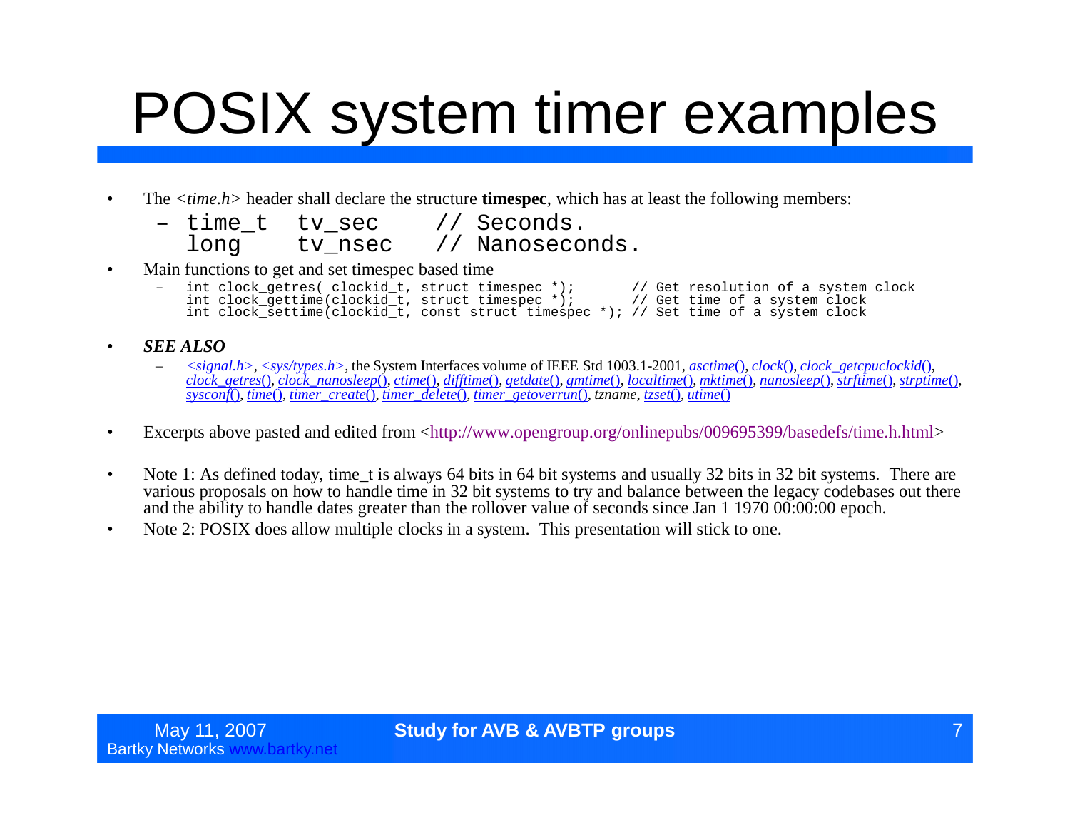# POSIX system timer examples

- The *<time.h>* header shall declare the structure **timespec**, which has at least the following members:
  - ```
    time_t  tv_sec     // Seconds.
    long    tv_nsec    // Nanoseconds.
    ```
- Main functions to get and set timespec based time
  - ```
    int clock_getres( clockid_t, struct timespec *);        // Get resolution of a system clock
    int clock_gettime(clockid_t, struct timespec *);        // Get time of a system clock
    int clock_settime(clockid_t, const struct timespec *); // Set time of a system clock
    ```
- ***SEE ALSO***
  - *<signal.h>*, *<sys/types.h>*, the System Interfaces volume of IEEE Std 1003.1-2001, *asctime*(), *clock*(), *clock_getcpuclockid*(), *clock_getres*(), *clock_nanosleep*(), *ctime*(), *difftime*(), *getdate*(), *gmtime*(), *localtime*(), *mktime*(), *nanosleep*(), *strftime*(), *strptime*(), *sysconf*(), *time*(), *timer_create*(), *timer_delete*(), *timer_getoverrun*(), *tzname*, *tzset*(), *utime*()
- Excerpts above pasted and edited from <http://www.opengroup.org/onlinepubs/009695399/basedefs/time.h.html>
- Note 1: As defined today, time_t is always 64 bits in 64 bit systems and usually 32 bits in 32 bit systems. There are various proposals on how to handle time in 32 bit systems to try and balance between the legacy codebases out there and the ability to handle dates greater than the rollover value of seconds since Jan 1 1970 00:00:00 epoch.
- Note 2: POSIX does allow multiple clocks in a system. This presentation will stick to one.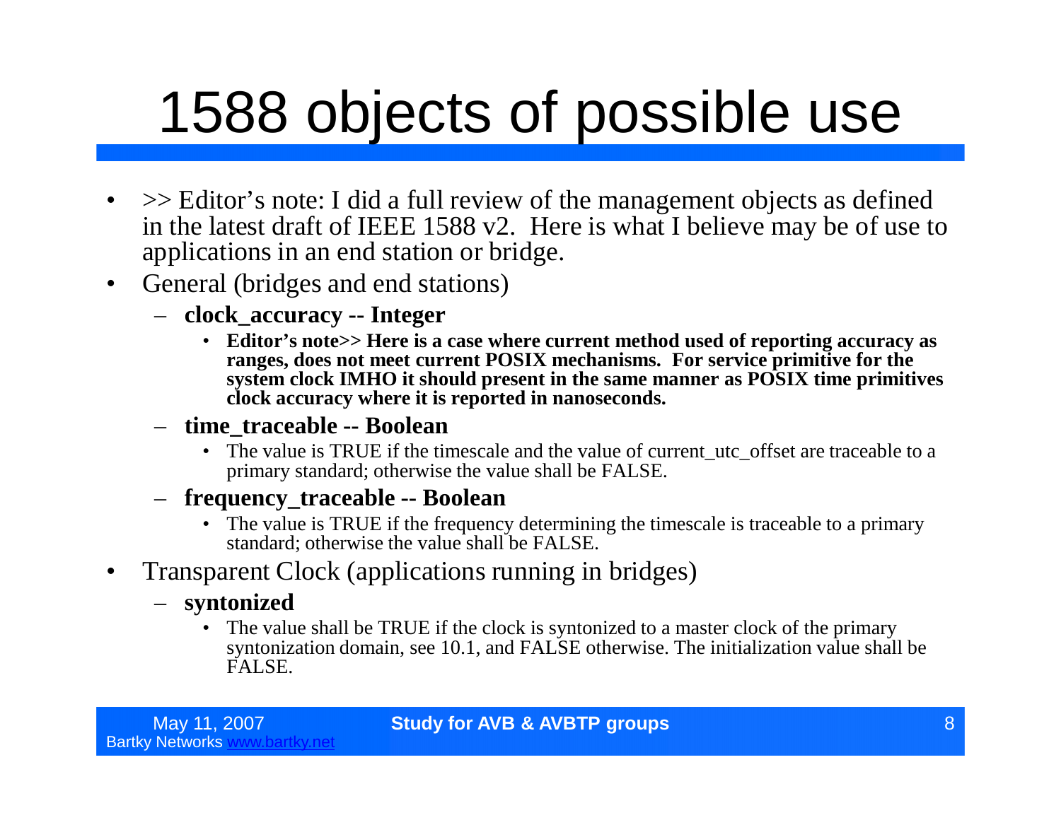# 1588 objects of possible use

- >> Editor's note: I did a full review of the management objects as defined in the latest draft of IEEE 1588 v2. Here is what I believe may be of use to applications in an end station or bridge.
- General (bridges and end stations)
  - **clock_accuracy -- Integer**
    - **Editor's note>> Here is a case where current method used of reporting accuracy as ranges, does not meet current POSIX mechanisms. For service primitive for the system clock IMHO it should present in the same manner as POSIX time primitives clock accuracy where it is reported in nanoseconds.**
  - **time_traceable -- Boolean**
    - The value is TRUE if the timescale and the value of current_utc_offset are traceable to a primary standard; otherwise the value shall be FALSE.
  - **frequency_traceable -- Boolean**
    - The value is TRUE if the frequency determining the timescale is traceable to a primary standard; otherwise the value shall be FALSE.
- Transparent Clock (applications running in bridges)
  - **syntonized**
    - The value shall be TRUE if the clock is syntonized to a master clock of the primary syntonization domain, see 10.1, and FALSE otherwise. The initialization value shall be FALSE.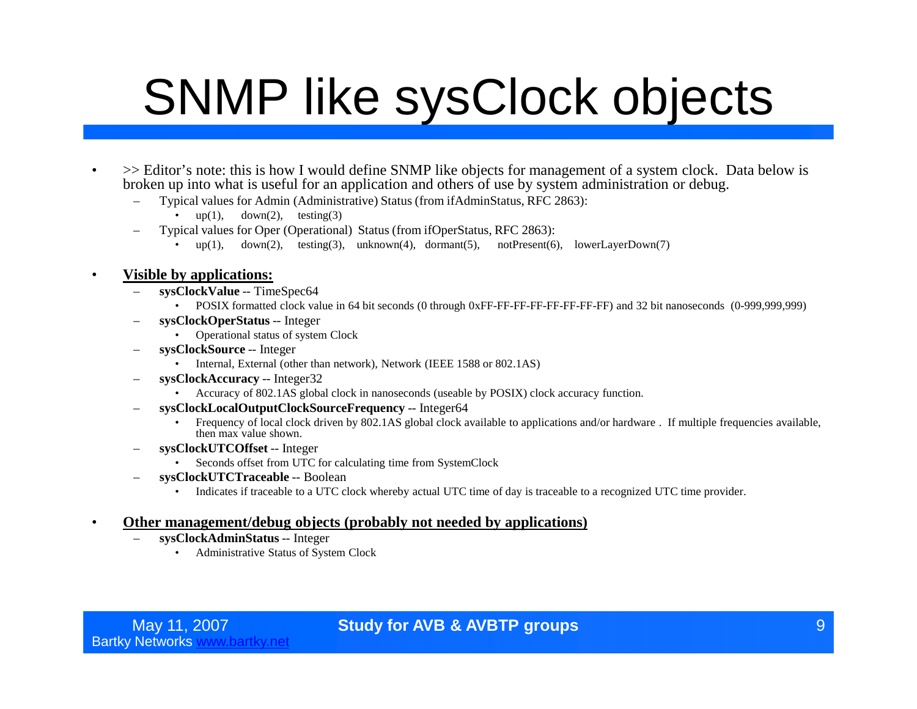# SNMP like sysClock objects

- >> Editor's note: this is how I would define SNMP like objects for management of a system clock. Data below is broken up into what is useful for an application and others of use by system administration or debug.
  - Typical values for Admin (Administrative) Status (from ifAdminStatus, RFC 2863):
    - up(1), down(2), testing(3)
  - Typical values for Oper (Operational) Status (from ifOperStatus, RFC 2863):
    - up(1), down(2), testing(3), unknown(4), dormant(5), notPresent(6), lowerLayerDown(7)

- **Visible by applications:**
  - **sysClockValue** -- TimeSpec64
    - POSIX formatted clock value in 64 bit seconds (0 through 0xFF-FF-FF-FF-FF-FF-FF-FF) and 32 bit nanoseconds (0-999,999,999)
  - **sysClockOperStatus** -- Integer
    - Operational status of system Clock
  - **sysClockSource** -- Integer
    - Internal, External (other than network), Network (IEEE 1588 or 802.1AS)
  - **sysClockAccuracy** -- Integer32
    - Accuracy of 802.1AS global clock in nanoseconds (useable by POSIX) clock accuracy function.
  - **sysClockLocalOutputClockSourceFrequency** -- Integer64
    - Frequency of local clock driven by 802.1AS global clock available to applications and/or hardware . If multiple frequencies available, then max value shown.
  - **sysClockUTCOffset** -- Integer
    - Seconds offset from UTC for calculating time from SystemClock
  - **sysClockUTCTraceable** -- Boolean
    - Indicates if traceable to a UTC clock whereby actual UTC time of day is traceable to a recognized UTC time provider.

- **Other management/debug objects (probably not needed by applications)**
  - **sysClockAdminStatus** -- Integer
    - Administrative Status of System Clock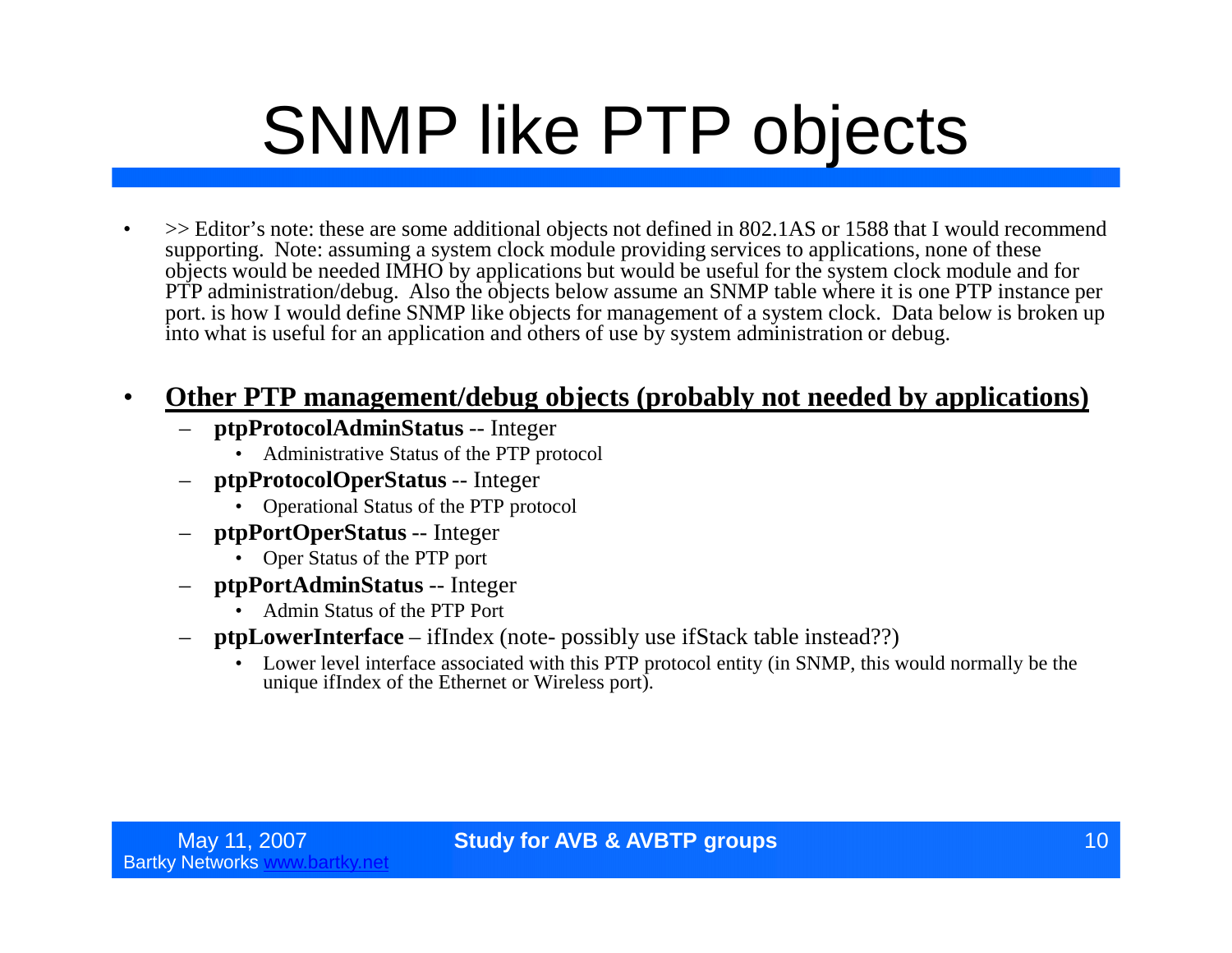# SNMP like PTP objects

- >> Editor's note: these are some additional objects not defined in 802.1AS or 1588 that I would recommend supporting. Note: assuming a system clock module providing services to applications, none of these objects would be needed IMHO by applications but would be useful for the system clock module and for PTP administration/debug. Also the objects below assume an SNMP table where it is one PTP instance per port. is how I would define SNMP like objects for management of a system clock. Data below is broken up into what is useful for an application and others of use by system administration or debug.

- **Other PTP management/debug objects (probably not needed by applications)**
  - **ptpProtocolAdminStatus** -- Integer
    - Administrative Status of the PTP protocol
  - **ptpProtocolOperStatus** -- Integer
    - Operational Status of the PTP protocol
  - **ptpPortOperStatus** -- Integer
    - Oper Status of the PTP port
  - **ptpPortAdminStatus** -- Integer
    - Admin Status of the PTP Port
  - **ptpLowerInterface** – ifIndex (note- possibly use ifStack table instead??)
    - Lower level interface associated with this PTP protocol entity (in SNMP, this would normally be the unique ifIndex of the Ethernet or Wireless port).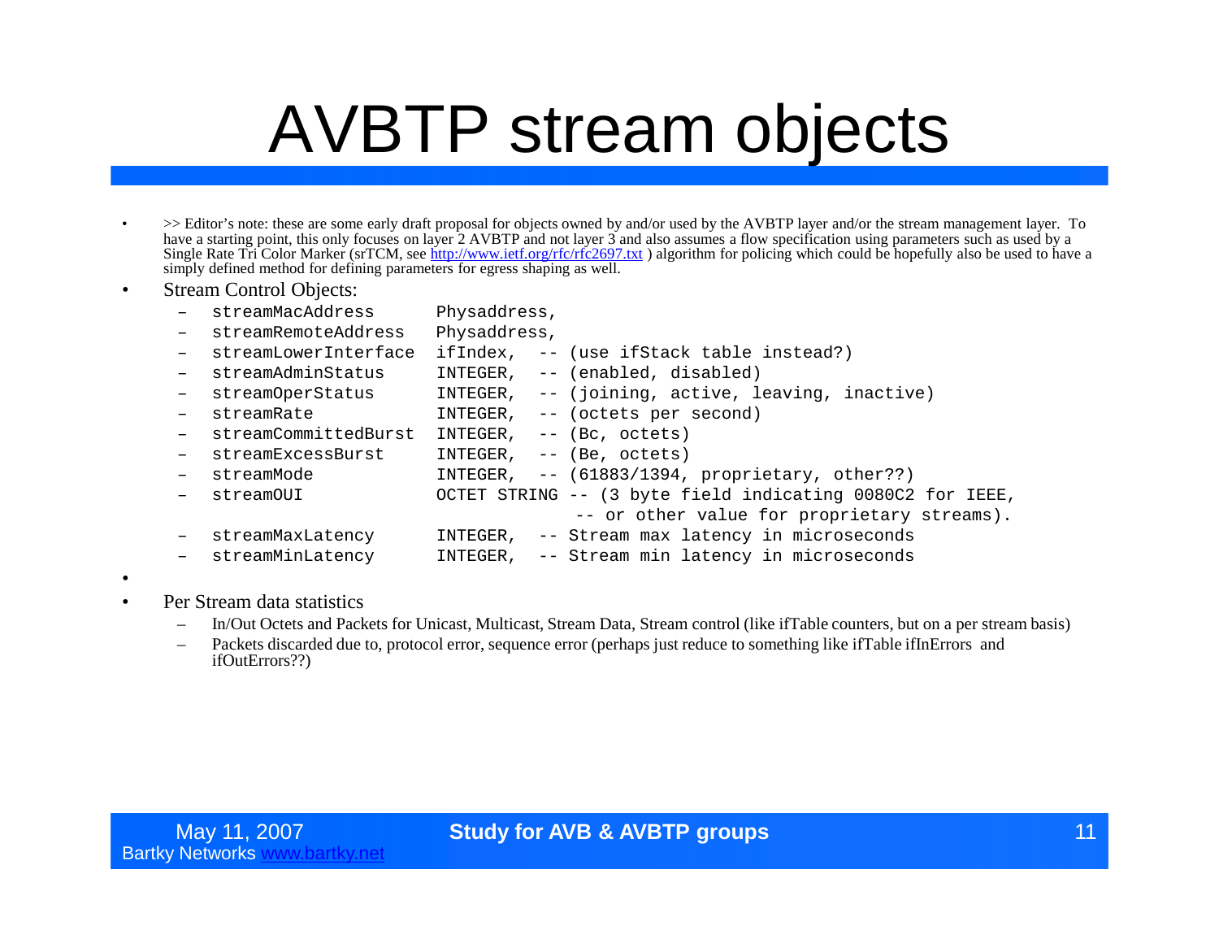# AVBTP stream objects

- >> Editor's note: these are some early draft proposal for objects owned by and/or used by the AVBTP layer and/or the stream management layer. To have a starting point, this only focuses on layer 2 AVBTP and not layer 3 and also assumes a flow specification using parameters such as used by a Single Rate Tri Color Marker (srTCM, see http://www.ietf.org/rfc/rfc2697.txt ) algorithm for policing which could be hopefully also be used to have a simply defined method for defining parameters for egress shaping as well.
- Stream Control Objects:

```
– streamMacAddress       Physaddress,
– streamRemoteAddress    Physaddress,
– streamLowerInterface   ifIndex,  -- (use ifStack table instead?)
– streamAdminStatus      INTEGER,  -- (enabled, disabled)
– streamOperStatus       INTEGER,  -- (joining, active, leaving, inactive)
– streamRate             INTEGER,  -- (octets per second)
– streamCommittedBurst   INTEGER,  -- (Bc, octets)
– streamExcessBurst      INTEGER,  -- (Be, octets)
– streamMode             INTEGER,  -- (61883/1394, proprietary, other??)
– streamOUI              OCTET STRING -- (3 byte field indicating 0080C2 for IEEE,
                                       -- or other value for proprietary streams).
– streamMaxLatency       INTEGER,  -- Stream max latency in microseconds
– streamMinLatency       INTEGER,  -- Stream min latency in microseconds
```

- Per Stream data statistics
  - In/Out Octets and Packets for Unicast, Multicast, Stream Data, Stream control (like ifTable counters, but on a per stream basis)
  - Packets discarded due to, protocol error, sequence error (perhaps just reduce to something like ifTable ifInErrors and ifOutErrors??)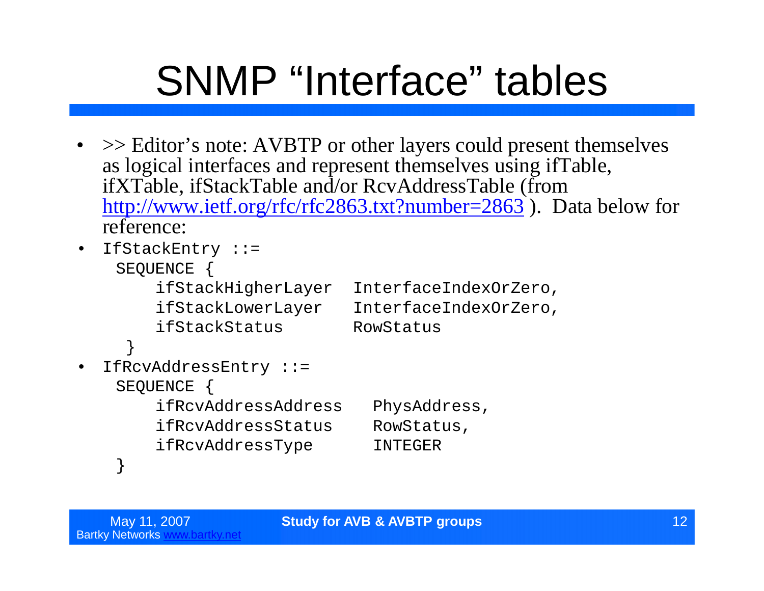# SNMP "Interface" tables

- >> Editor's note: AVBTP or other layers could present themselves as logical interfaces and represent themselves using ifTable, ifXTable, ifStackTable and/or RcvAddressTable (from http://www.ietf.org/rfc/rfc2863.txt?number=2863 ). Data below for reference:
- IfStackEntry ::=

```
SEQUENCE {
    ifStackHigherLayer  InterfaceIndexOrZero,
    ifStackLowerLayer   InterfaceIndexOrZero,
    ifStackStatus       RowStatus
 }
```

- IfRcvAddressEntry ::=

```
SEQUENCE {
    ifRcvAddressAddress   PhysAddress,
    ifRcvAddressStatus    RowStatus,
    ifRcvAddressType      INTEGER
}
```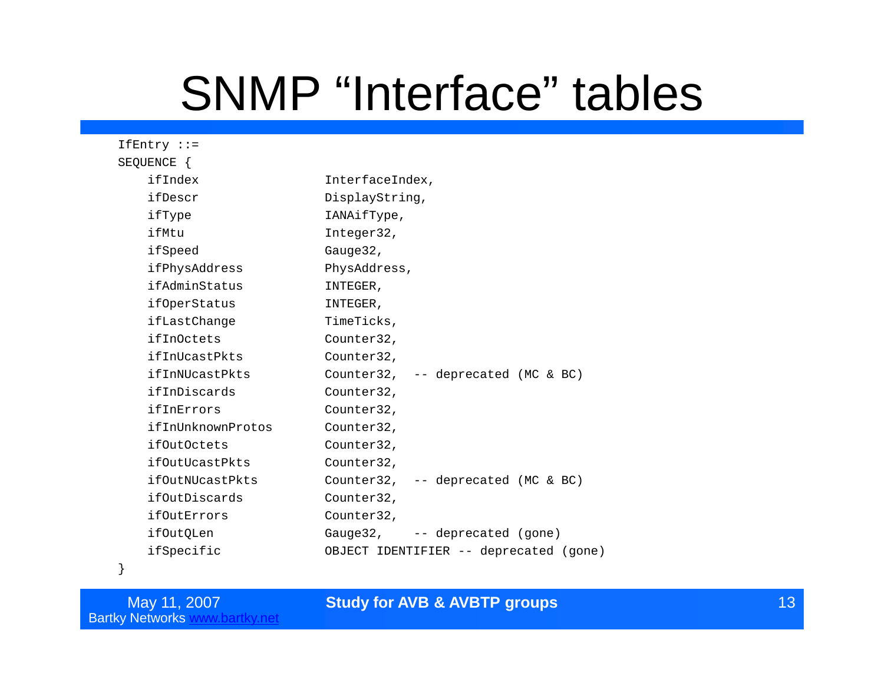# SNMP “Interface” tables

```
IfEntry ::=
SEQUENCE {
    ifIndex                InterfaceIndex,
    ifDescr                DisplayString,
    ifType                 IANAifType,
    ifMtu                  Integer32,
    ifSpeed                Gauge32,
    ifPhysAddress          PhysAddress,
    ifAdminStatus          INTEGER,
    ifOperStatus           INTEGER,
    ifLastChange           TimeTicks,
    ifInOctets             Counter32,
    ifInUcastPkts          Counter32,
    ifInNUcastPkts         Counter32,  -- deprecated (MC & BC)
    ifInDiscards           Counter32,
    ifInErrors             Counter32,
    ifInUnknownProtos      Counter32,
    ifOutOctets            Counter32,
    ifOutUcastPkts         Counter32,
    ifOutNUcastPkts        Counter32,  -- deprecated (MC & BC)
    ifOutDiscards          Counter32,
    ifOutErrors            Counter32,
    ifOutQLen              Gauge32,    -- deprecated (gone)
    ifSpecific             OBJECT IDENTIFIER -- deprecated (gone)
}
```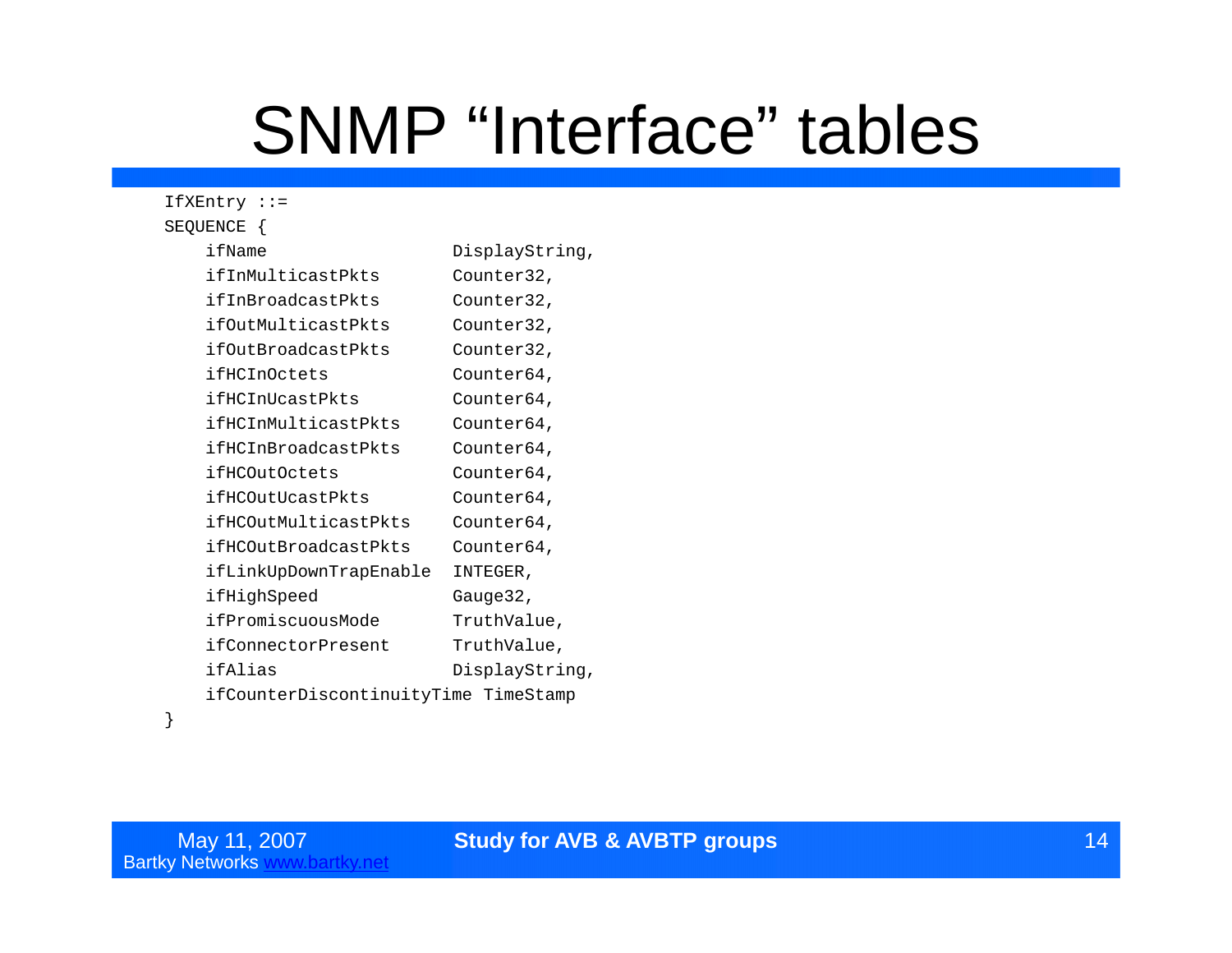# SNMP "Interface" tables

```
IfXEntry ::=
SEQUENCE {
    ifName                   DisplayString,
    ifInMulticastPkts        Counter32,
    ifInBroadcastPkts        Counter32,
    ifOutMulticastPkts       Counter32,
    ifOutBroadcastPkts       Counter32,
    ifHCInOctets             Counter64,
    ifHCInUcastPkts          Counter64,
    ifHCInMulticastPkts      Counter64,
    ifHCInBroadcastPkts      Counter64,
    ifHCOutOctets            Counter64,
    ifHCOutUcastPkts         Counter64,
    ifHCOutMulticastPkts     Counter64,
    ifHCOutBroadcastPkts     Counter64,
    ifLinkUpDownTrapEnable   INTEGER,
    ifHighSpeed              Gauge32,
    ifPromiscuousMode        TruthValue,
    ifConnectorPresent       TruthValue,
    ifAlias                  DisplayString,
    ifCounterDiscontinuityTime TimeStamp
}
```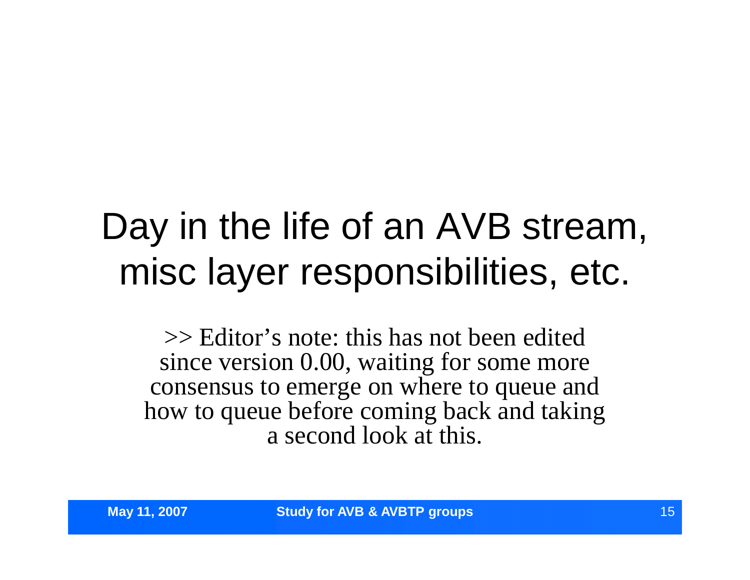# Day in the life of an AVB stream, misc layer responsibilities, etc.

>> Editor's note: this has not been edited since version 0.00, waiting for some more consensus to emerge on where to queue and how to queue before coming back and taking a second look at this.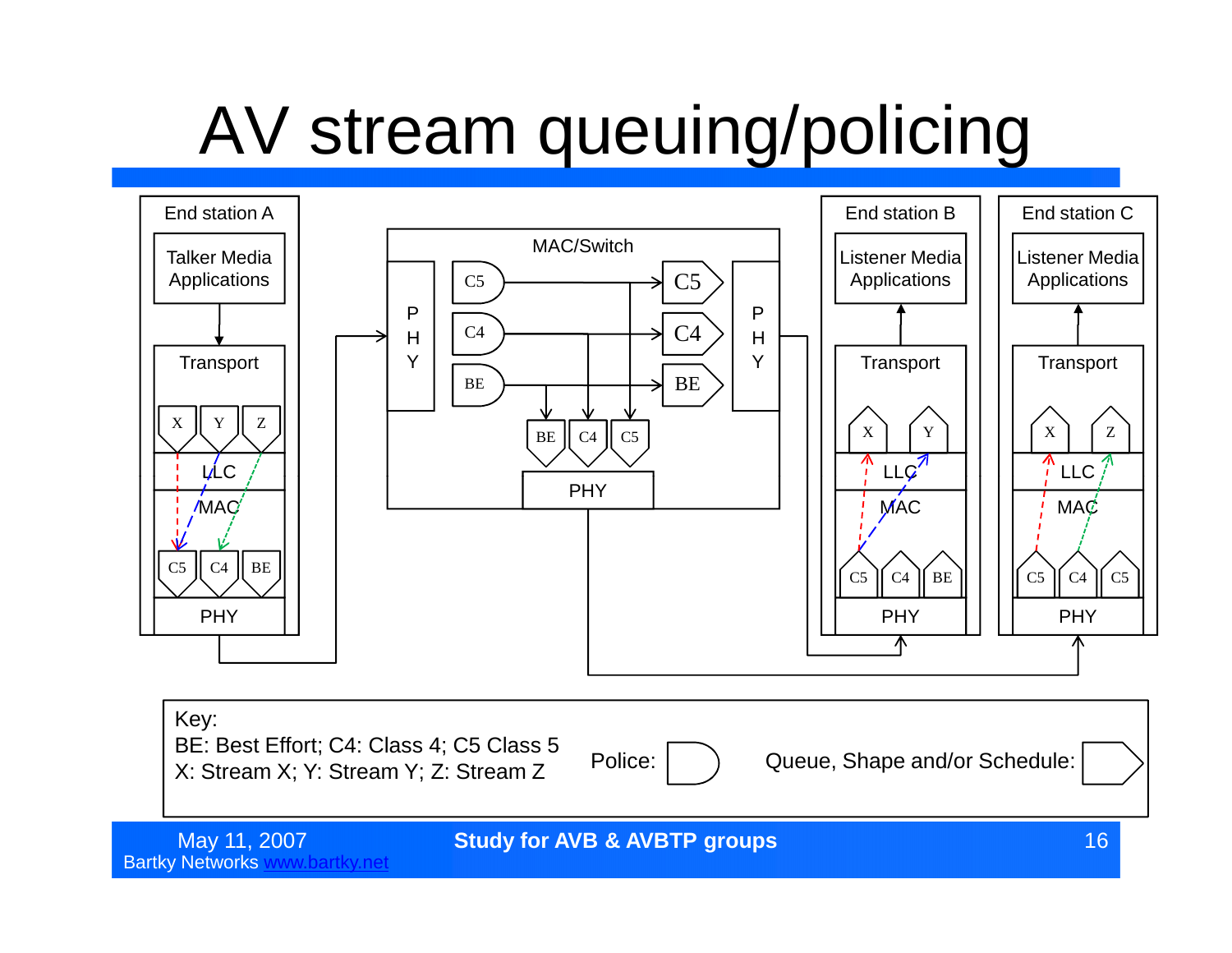# AV stream queuing/policing

End station A

Talker Media Applications

Transport

X Y Z

LLC

MAC

C5 C4 BE

PHY

MAC/Switch

P H Y

C5 C4 BE

C5 C4 BE

BE C4 C5

PHY

P H Y

End station B

Listener Media Applications

Transport

X Y

LLC

MAC

C5 C4 BE

PHY

End station C

Listener Media Applications

Transport

X Z

LLC

MAC

C5 C4 C5

PHY

Key:
BE: Best Effort; C4: Class 4; C5 Class 5
X: Stream X; Y: Stream Y; Z: Stream Z

Police:

Queue, Shape and/or Schedule: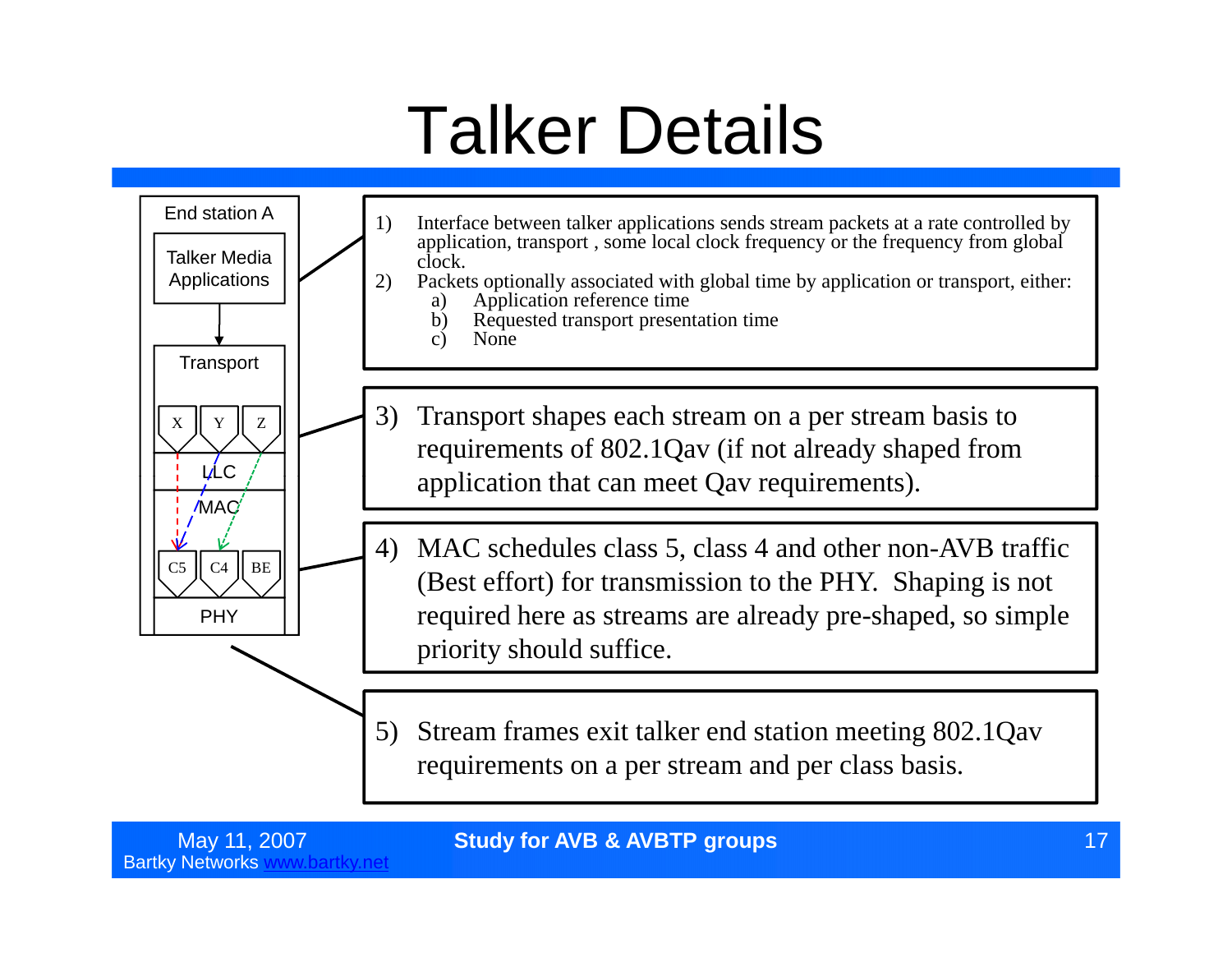# Talker Details

End station A

Talker Media Applications

Transport

X Y Z

LLC

MAC

C5 C4 BE

PHY

1) Interface between talker applications sends stream packets at a rate controlled by application, transport , some local clock frequency or the frequency from global clock.
2) Packets optionally associated with global time by application or transport, either:
   a) Application reference time
   b) Requested transport presentation time
   c) None

3) Transport shapes each stream on a per stream basis to requirements of 802.1Qav (if not already shaped from application that can meet Qav requirements).

4) MAC schedules class 5, class 4 and other non-AVB traffic (Best effort) for transmission to the PHY. Shaping is not required here as streams are already pre-shaped, so simple priority should suffice.

5) Stream frames exit talker end station meeting 802.1Qav requirements on a per stream and per class basis.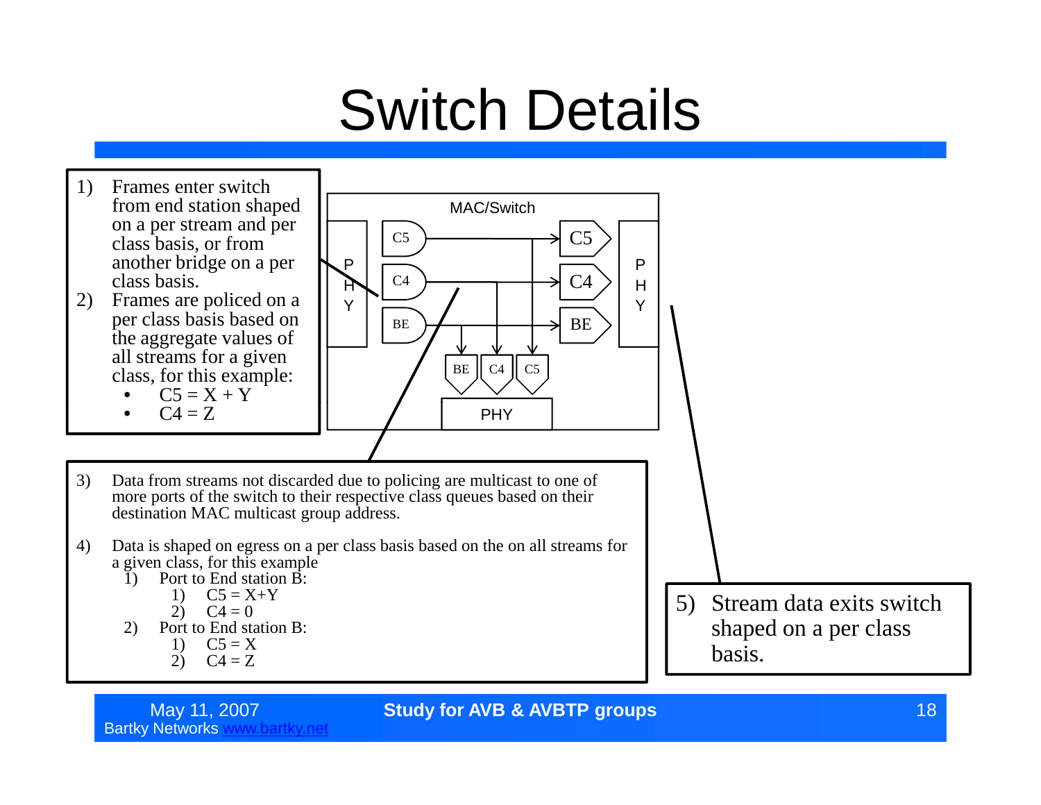# Switch Details

1) Frames enter switch from end station shaped on a per stream and per class basis, or from another bridge on a per class basis.
2) Frames are policed on a per class basis based on the aggregate values of all streams for a given class, for this example:
   - C5 = X + Y
   - C4 = Z

MAC/Switch

PHY | C5 | C4 | BE | C5 | C4 | BE | PHY

BE | C4 | C5

PHY

3) Data from streams not discarded due to policing are multicast to one of more ports of the switch to their respective class queues based on their destination MAC multicast group address.

4) Data is shaped on egress on a per class basis based on the on all streams for a given class, for this example
   1) Port to End station B:
      1) C5 = X+Y
      2) C4 = 0
   2) Port to End station B:
      1) C5 = X
      2) C4 = Z

5) Stream data exits switch shaped on a per class basis.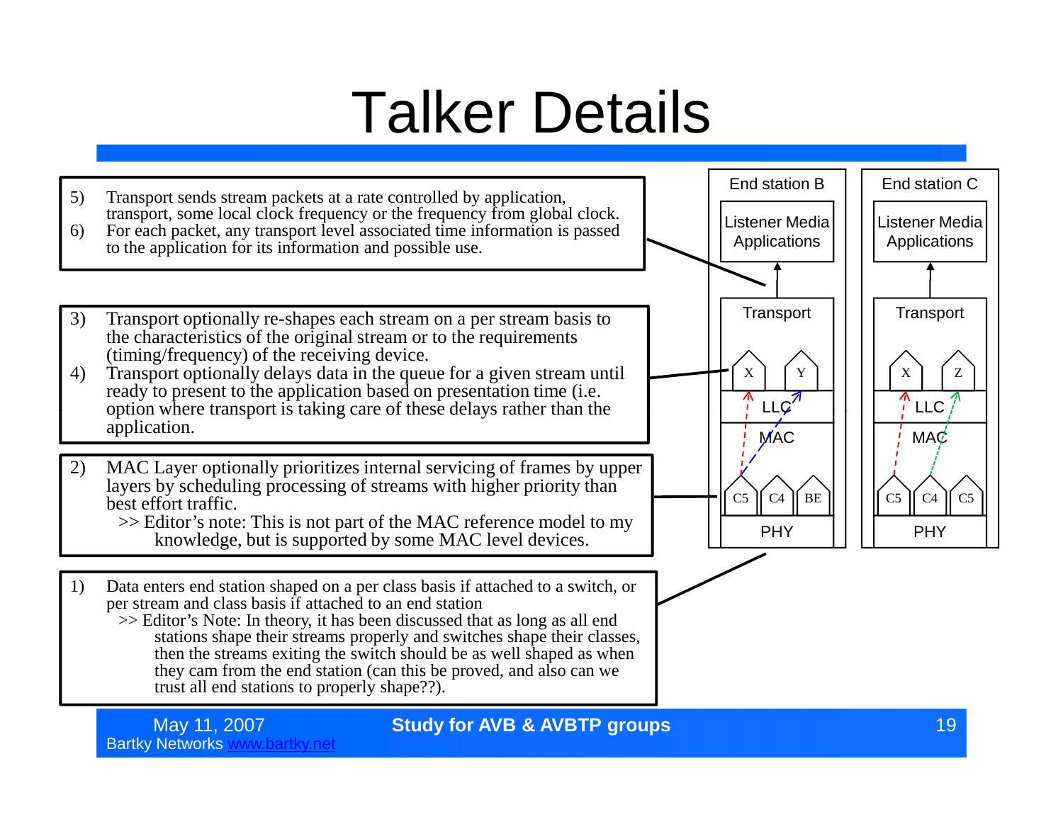# Talker Details

5) Transport sends stream packets at a rate controlled by application, transport, some local clock frequency or the frequency from global clock.
6) For each packet, any transport level associated time information is passed to the application for its information and possible use.

3) Transport optionally re-shapes each stream on a per stream basis to the characteristics of the original stream or to the requirements (timing/frequency) of the receiving device.
4) Transport optionally delays data in the queue for a given stream until ready to present to the application based on presentation time (i.e. option where transport is taking care of these delays rather than the application.

2) MAC Layer optionally prioritizes internal servicing of frames by upper layers by scheduling processing of streams with higher priority than best effort traffic.
   >> Editor's note: This is not part of the MAC reference model to my knowledge, but is supported by some MAC level devices.

1) Data enters end station shaped on a per class basis if attached to a switch, or per stream and class basis if attached to an end station
   >> Editor's Note: In theory, it has been discussed that as long as all end stations shape their streams properly and switches shape their classes, then the streams exiting the switch should be as well shaped as when they cam from the end station (can this be proved, and also can we trust all end stations to properly shape??).

End station B: Listener Media Applications; Transport (X, Y); LLC; MAC (C5, C4, BE); PHY

End station C: Listener Media Applications; Transport (X, Z); LLC; MAC (C5, C4, C5); PHY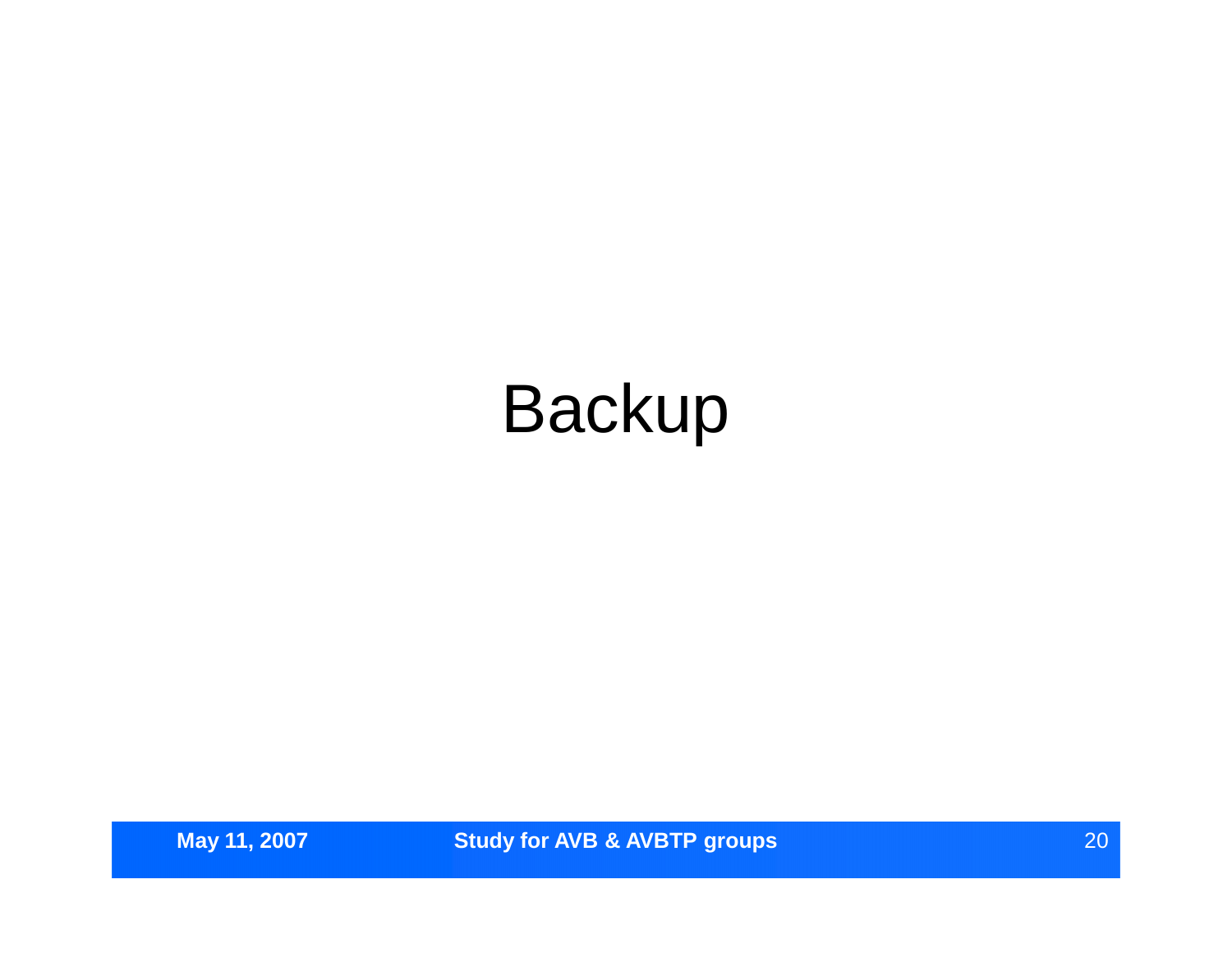# Backup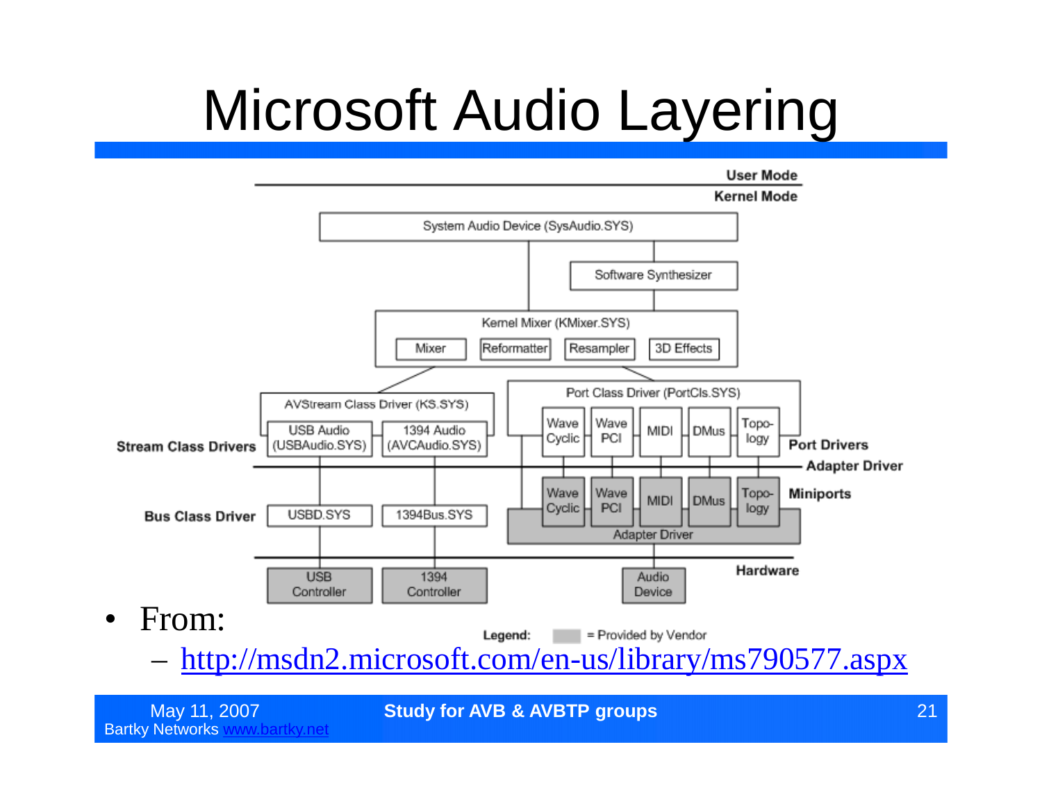# Microsoft Audio Layering

User Mode

Kernel Mode

System Audio Device (SysAudio.SYS)

Software Synthesizer

Kernel Mixer (KMixer.SYS)

Mixer | Reformatter | Resampler | 3D Effects

AVStream Class Driver (KS.SYS)

USB Audio (USBAudio.SYS) | 1394 Audio (AVCAudio.SYS)

Stream Class Drivers

Port Class Driver (PortCls.SYS)

Wave Cyclic | Wave PCI | MIDI | DMus | Topo-logy

Port Drivers

Adapter Driver

Wave Cyclic | Wave PCI | MIDI | DMus | Topo-logy

Miniports

Adapter Driver

Bus Class Driver

USBD.SYS | 1394Bus.SYS

Hardware

USB Controller | 1394 Controller | Audio Device

Legend: = Provided by Vendor

- From:
  - http://msdn2.microsoft.com/en-us/library/ms790577.aspx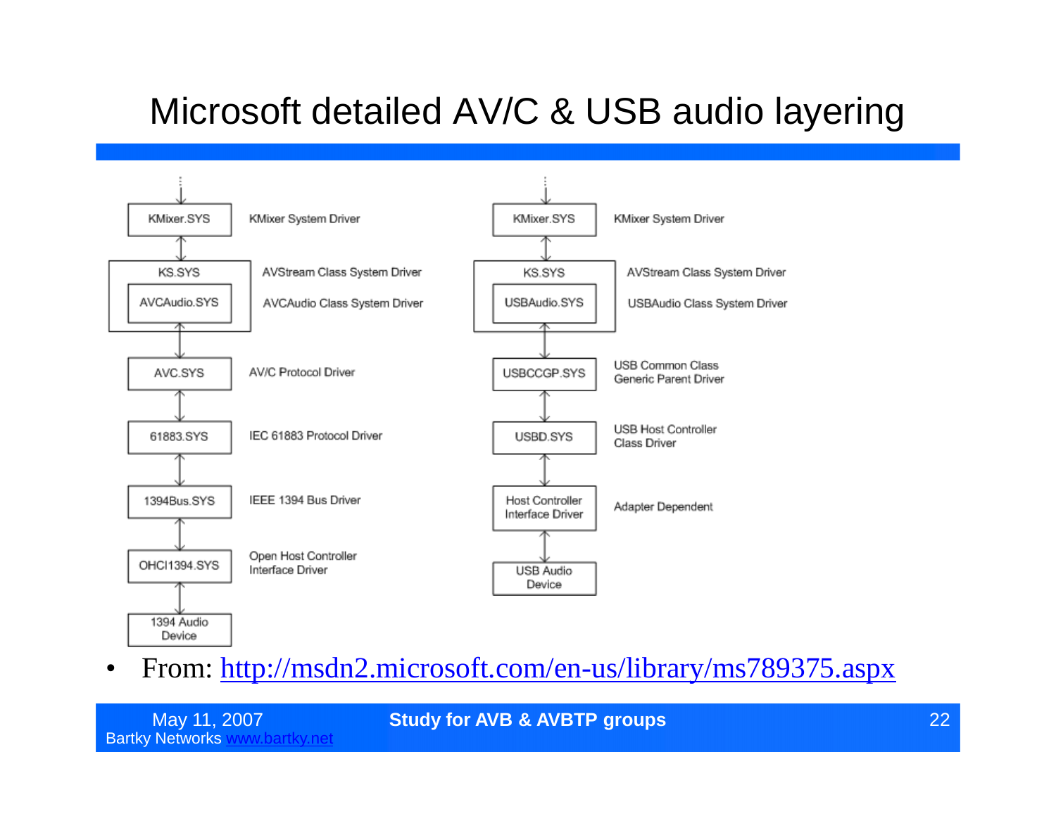# Microsoft detailed AV/C & USB audio layering

KMixer.SYS — KMixer System Driver

KS.SYS — AVStream Class System Driver

AVCAudio.SYS — AVCAudio Class System Driver

AVC.SYS — AV/C Protocol Driver

61883.SYS — IEC 61883 Protocol Driver

1394Bus.SYS — IEEE 1394 Bus Driver

OHCI1394.SYS — Open Host Controller Interface Driver

1394 Audio Device

KMixer.SYS — KMixer System Driver

KS.SYS — AVStream Class System Driver

USBAudio.SYS — USBAudio Class System Driver

USBCCGP.SYS — USB Common Class Generic Parent Driver

USBD.SYS — USB Host Controller Class Driver

Host Controller Interface Driver — Adapter Dependent

USB Audio Device

- From: http://msdn2.microsoft.com/en-us/library/ms789375.aspx